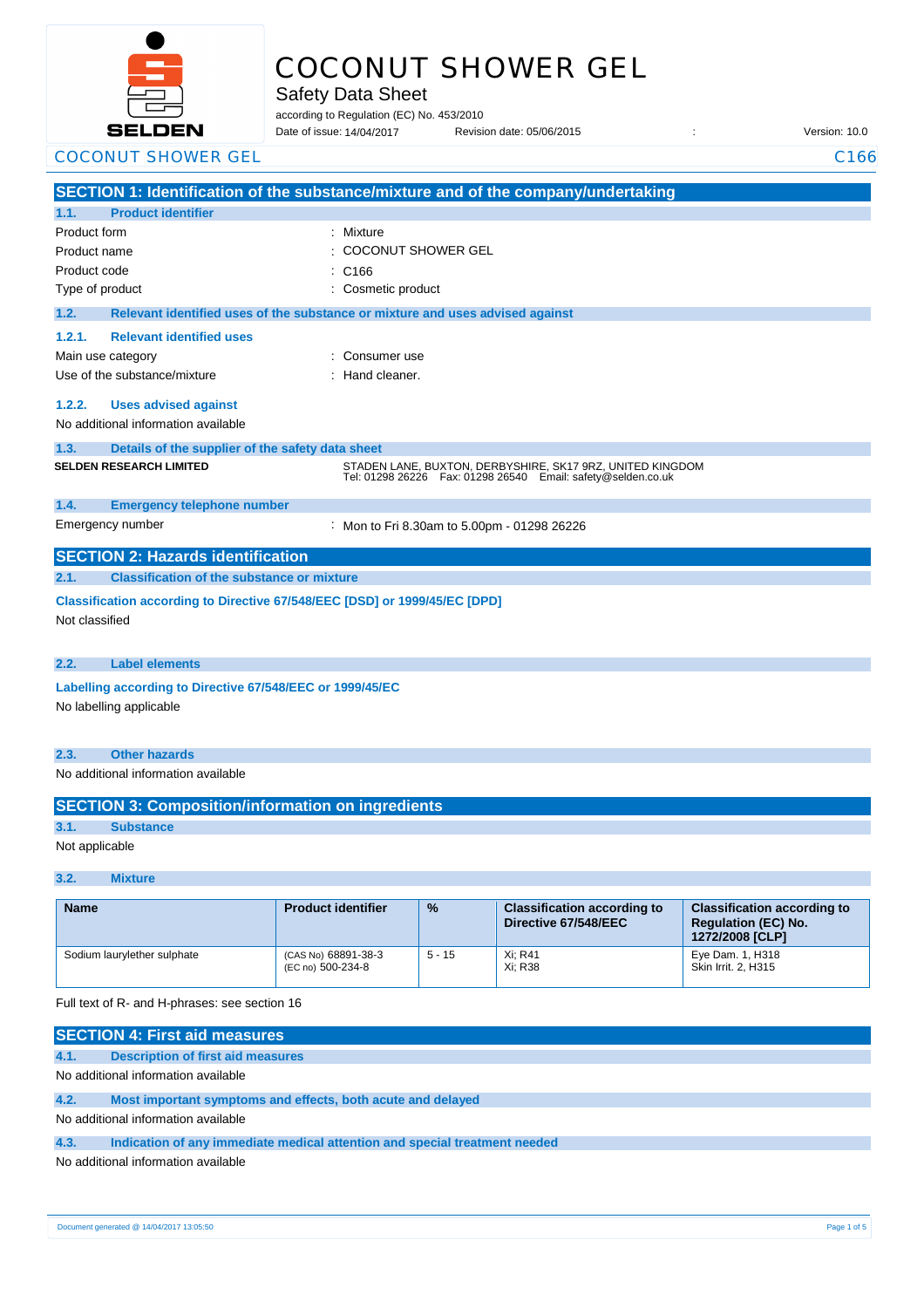# COCONUT SHOWER GEL

## Safety Data Sheet

according to Regulation (EC) No. 453/2010

Date of issue: 14/04/2017 Revision date: 05/06/2015 : Version: 10.0

COCONUT SHOWER GEL C166

## SECTION 1: Identification of the substance/mixture and of the company/undertaking

### 1.1. Product identifier

Product form : Mixture

Product name : COCONUT SHOWER GEL

Product code : C166

Type of product : Cosmetic product

### 1.2. Relevant identified uses of the substance or mixture and uses advised against

#### 1.2.1. Relevant identified uses

Main use category : Consumer use

Use of the substance/mixture : Hand cleaner.

#### 1.2.2. Uses advised against

No additional information available

### 1.3. Details of the supplier of the safety data sheet

**SELDEN RESEARCH LIMITED**

STADEN LANE, BUXTON, DERBYSHIRE, SK17 9RZ, UNITED KINGDOM
Tel: 01298 26226 Fax: 01298 26540 Email: safety@selden.co.uk

### 1.4. Emergency telephone number

Emergency number : Mon to Fri 8.30am to 5.00pm - 01298 26226

## SECTION 2: Hazards identification

### 2.1. Classification of the substance or mixture

**Classification according to Directive 67/548/EEC [DSD] or 1999/45/EC [DPD]**

Not classified

### 2.2. Label elements

**Labelling according to Directive 67/548/EEC or 1999/45/EC**

No labelling applicable

### 2.3. Other hazards

No additional information available

## SECTION 3: Composition/information on ingredients

### 3.1. Substance

Not applicable

### 3.2. Mixture

| Name | Product identifier | % | Classification according to Directive 67/548/EEC | Classification according to Regulation (EC) No. 1272/2008 [CLP] |
|---|---|---|---|---|
| Sodium laurylether sulphate | (CAS No) 68891-38-3<br>(EC no) 500-234-8 | 5 - 15 | Xi; R41<br>Xi; R38 | Eye Dam. 1, H318<br>Skin Irrit. 2, H315 |

Full text of R- and H-phrases: see section 16

## SECTION 4: First aid measures

### 4.1. Description of first aid measures

No additional information available

### 4.2. Most important symptoms and effects, both acute and delayed

No additional information available

### 4.3. Indication of any immediate medical attention and special treatment needed

No additional information available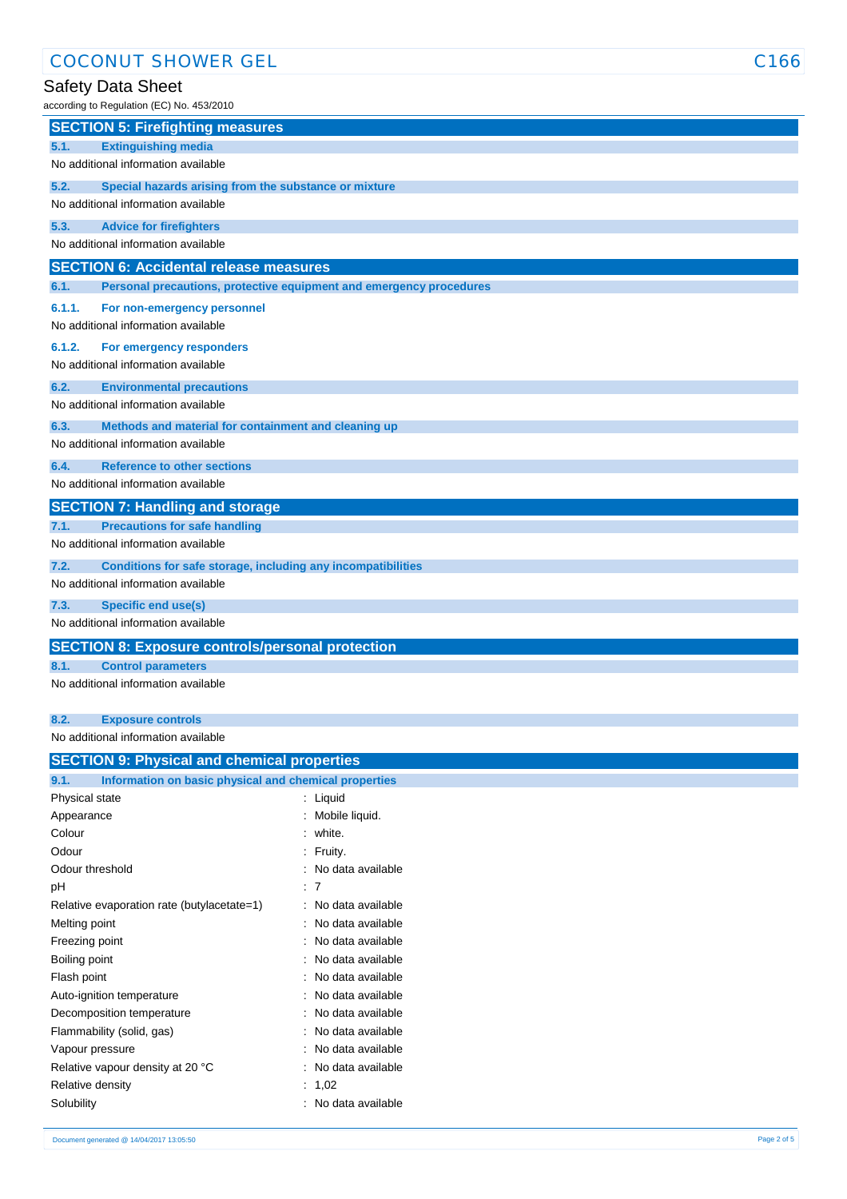## SECTION 5: Firefighting measures

### 5.1. Extinguishing media

No additional information available

### 5.2. Special hazards arising from the substance or mixture

No additional information available

### 5.3. Advice for firefighters

No additional information available

## SECTION 6: Accidental release measures

### 6.1. Personal precautions, protective equipment and emergency procedures

#### 6.1.1. For non-emergency personnel

No additional information available

#### 6.1.2. For emergency responders

No additional information available

### 6.2. Environmental precautions

No additional information available

### 6.3. Methods and material for containment and cleaning up

No additional information available

### 6.4. Reference to other sections

No additional information available

## SECTION 7: Handling and storage

### 7.1. Precautions for safe handling

No additional information available

### 7.2. Conditions for safe storage, including any incompatibilities

No additional information available

### 7.3. Specific end use(s)

No additional information available

## SECTION 8: Exposure controls/personal protection

### 8.1. Control parameters

No additional information available

### 8.2. Exposure controls

No additional information available

## SECTION 9: Physical and chemical properties

### 9.1. Information on basic physical and chemical properties

| Property | Value |
|---|---|
| Physical state | : Liquid |
| Appearance | : Mobile liquid. |
| Colour | : white. |
| Odour | : Fruity. |
| Odour threshold | : No data available |
| pH | : 7 |
| Relative evaporation rate (butylacetate=1) | : No data available |
| Melting point | : No data available |
| Freezing point | : No data available |
| Boiling point | : No data available |
| Flash point | : No data available |
| Auto-ignition temperature | : No data available |
| Decomposition temperature | : No data available |
| Flammability (solid, gas) | : No data available |
| Vapour pressure | : No data available |
| Relative vapour density at 20 °C | : No data available |
| Relative density | : 1,02 |
| Solubility | : No data available |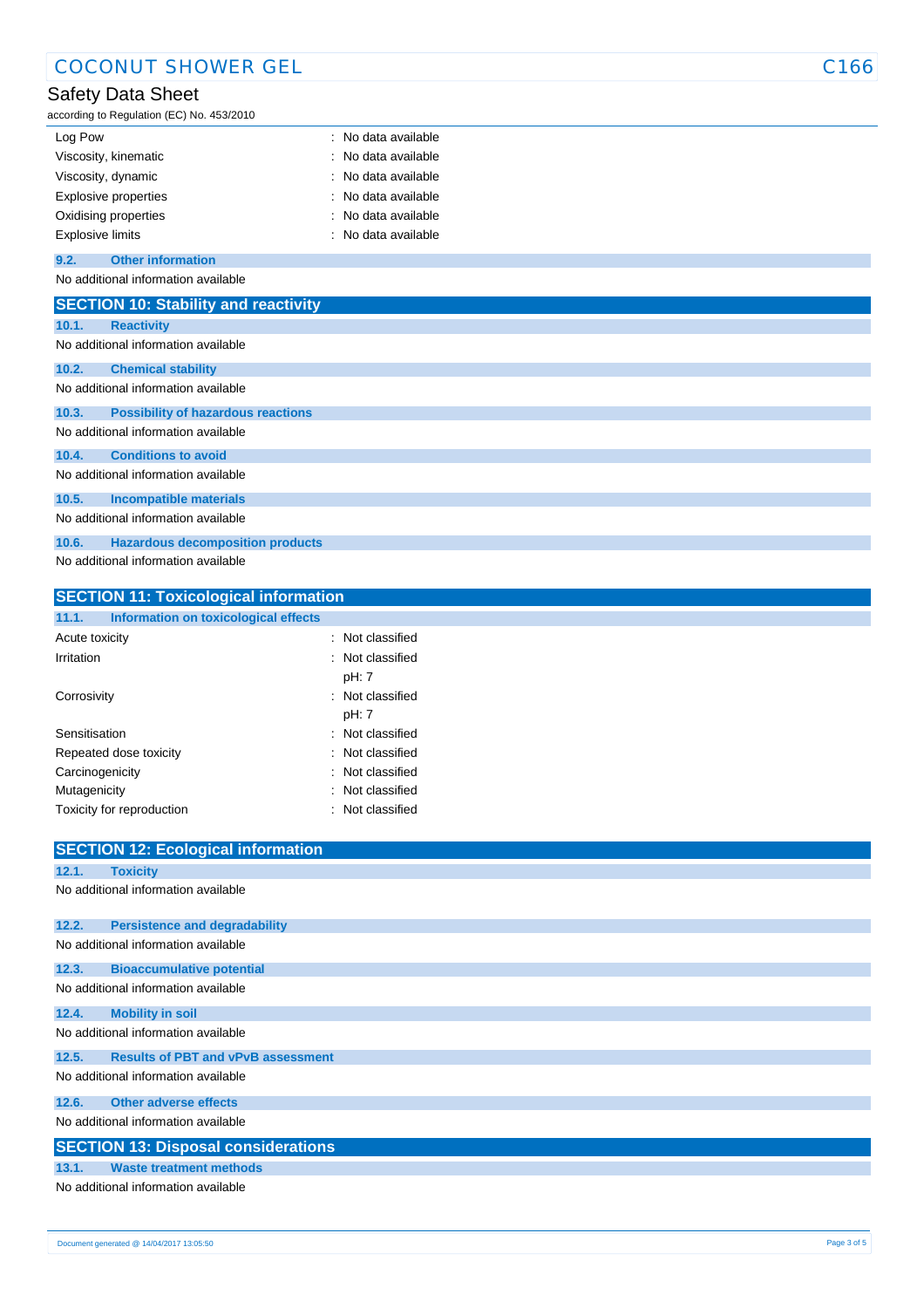| | |
|---|---|
| Log Pow | : No data available |
| Viscosity, kinematic | : No data available |
| Viscosity, dynamic | : No data available |
| Explosive properties | : No data available |
| Oxidising properties | : No data available |
| Explosive limits | : No data available |

### 9.2. Other information

No additional information available

## SECTION 10: Stability and reactivity

### 10.1. Reactivity

No additional information available

### 10.2. Chemical stability

No additional information available

### 10.3. Possibility of hazardous reactions

No additional information available

### 10.4. Conditions to avoid

No additional information available

### 10.5. Incompatible materials

No additional information available

### 10.6. Hazardous decomposition products

No additional information available

## SECTION 11: Toxicological information

### 11.1. Information on toxicological effects

| | |
|---|---|
| Acute toxicity | : Not classified |
| Irritation | : Not classified<br>pH: 7 |
| Corrosivity | : Not classified<br>pH: 7 |
| Sensitisation | : Not classified |
| Repeated dose toxicity | : Not classified |
| Carcinogenicity | : Not classified |
| Mutagenicity | : Not classified |
| Toxicity for reproduction | : Not classified |

## SECTION 12: Ecological information

### 12.1. Toxicity

No additional information available

### 12.2. Persistence and degradability

No additional information available

### 12.3. Bioaccumulative potential

No additional information available

### 12.4. Mobility in soil

No additional information available

### 12.5. Results of PBT and vPvB assessment

No additional information available

### 12.6. Other adverse effects

No additional information available

## SECTION 13: Disposal considerations

### 13.1. Waste treatment methods

No additional information available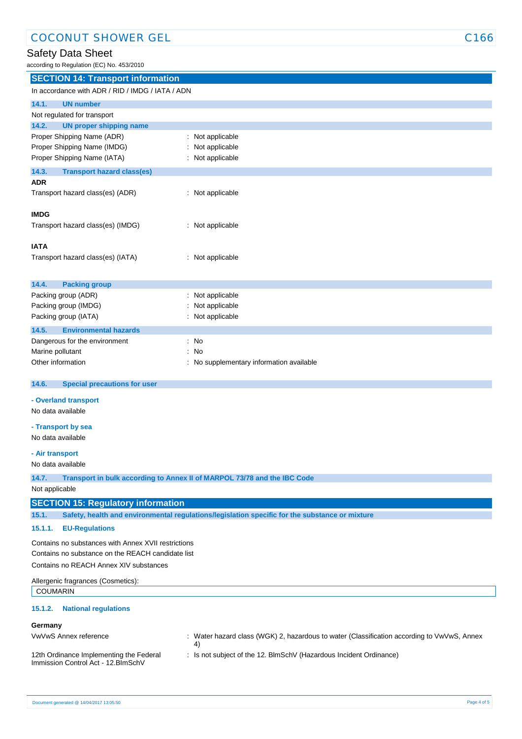## SECTION 14: Transport information

In accordance with ADR / RID / IMDG / IATA / ADN

### 14.1. UN number

Not regulated for transport

### 14.2. UN proper shipping name

Proper Shipping Name (ADR) : Not applicable
Proper Shipping Name (IMDG) : Not applicable
Proper Shipping Name (IATA) : Not applicable

### 14.3. Transport hazard class(es)

**ADR**

Transport hazard class(es) (ADR) : Not applicable

**IMDG**

Transport hazard class(es) (IMDG) : Not applicable

**IATA**

Transport hazard class(es) (IATA) : Not applicable

### 14.4. Packing group

Packing group (ADR) : Not applicable
Packing group (IMDG) : Not applicable
Packing group (IATA) : Not applicable

### 14.5. Environmental hazards

Dangerous for the environment : No
Marine pollutant : No
Other information : No supplementary information available

### 14.6. Special precautions for user

**- Overland transport**

No data available

**- Transport by sea**

No data available

**- Air transport**

No data available

### 14.7. Transport in bulk according to Annex II of MARPOL 73/78 and the IBC Code

Not applicable

## SECTION 15: Regulatory information

### 15.1. Safety, health and environmental regulations/legislation specific for the substance or mixture

#### 15.1.1. EU-Regulations

Contains no substances with Annex XVII restrictions
Contains no substance on the REACH candidate list
Contains no REACH Annex XIV substances

Allergenic fragrances (Cosmetics):

| COUMARIN |
|---|

#### 15.1.2. National regulations

**Germany**

VwVwS Annex reference : Water hazard class (WGK) 2, hazardous to water (Classification according to VwVwS, Annex 4)

12th Ordinance Implementing the Federal Immission Control Act - 12.BImSchV : Is not subject of the 12. BlmSchV (Hazardous Incident Ordinance)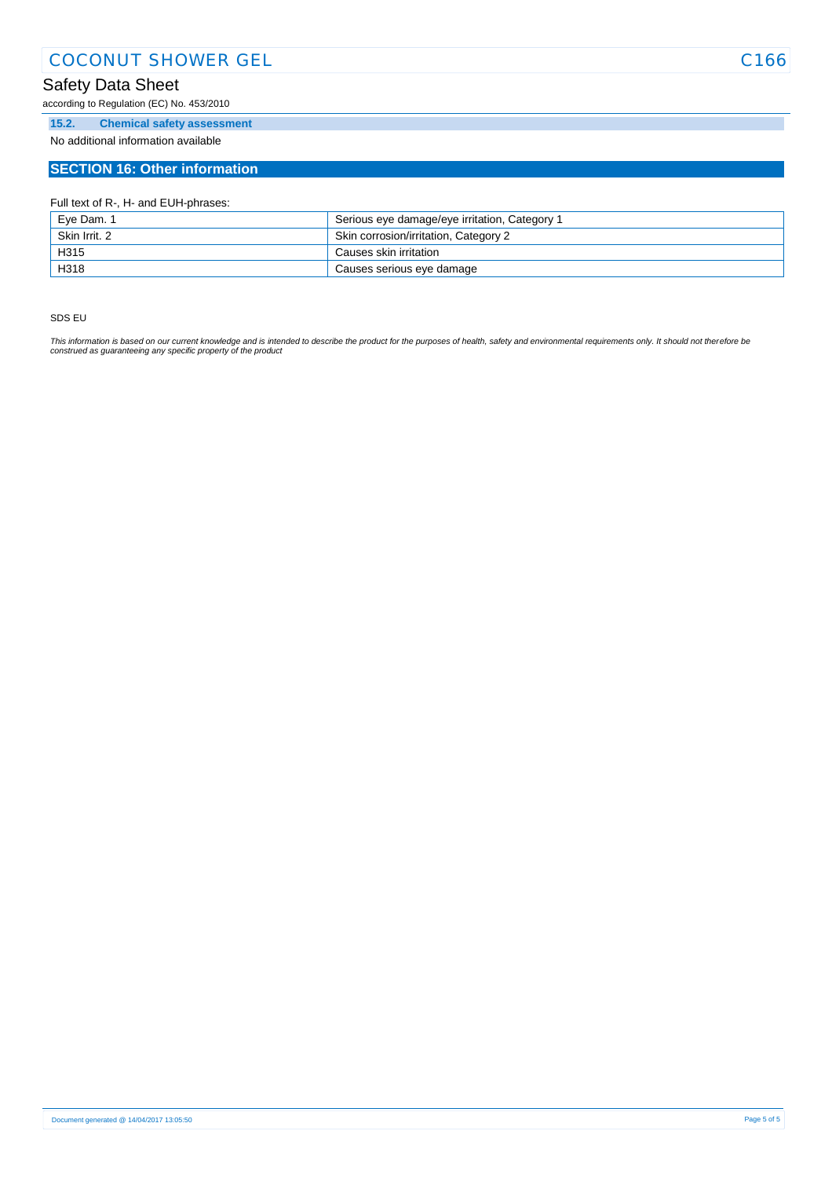### 15.2. Chemical safety assessment

No additional information available

## SECTION 16: Other information

Full text of R-, H- and EUH-phrases:

| | |
|---|---|
| Eye Dam. 1 | Serious eye damage/eye irritation, Category 1 |
| Skin Irrit. 2 | Skin corrosion/irritation, Category 2 |
| H315 | Causes skin irritation |
| H318 | Causes serious eye damage |

SDS EU

*This information is based on our current knowledge and is intended to describe the product for the purposes of health, safety and environmental requirements only. It should not therefore be construed as guaranteeing any specific property of the product*